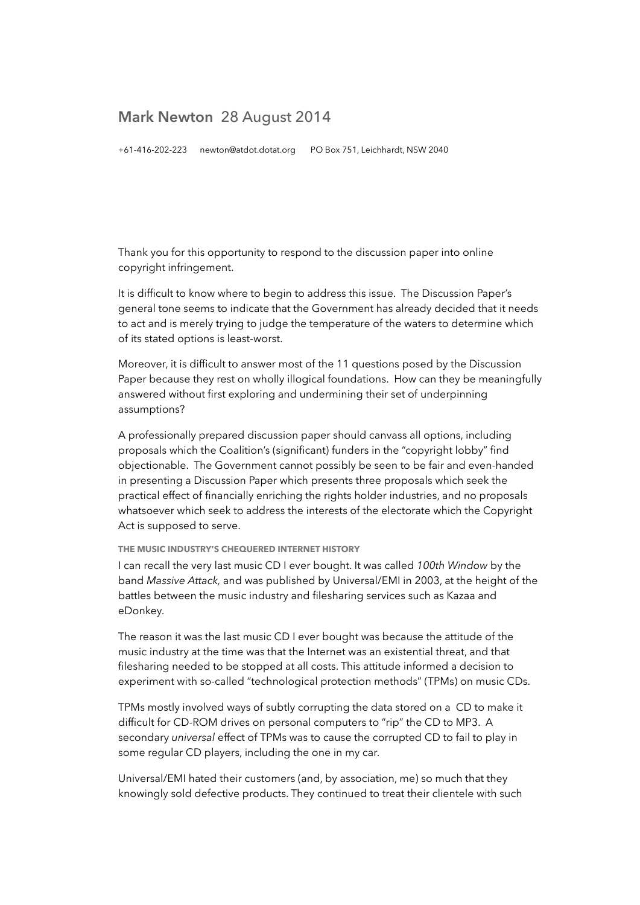**Mark Newton** 28 August 2014

+61-416-202-223 newton@atdot.dotat.org PO Box 751, Leichhardt, NSW 2040

Thank you for this opportunity to respond to the discussion paper into online copyright infringement.

It is difficult to know where to begin to address this issue. The Discussion Paper's general tone seems to indicate that the Government has already decided that it needs to act and is merely trying to judge the temperature of the waters to determine which of its stated options is least-worst.

Moreover, it is difficult to answer most of the 11 questions posed by the Discussion Paper because they rest on wholly illogical foundations. How can they be meaningfully answered without first exploring and undermining their set of underpinning assumptions?

A professionally prepared discussion paper should canvass all options, including proposals which the Coalition's (significant) funders in the "copyright lobby" find objectionable. The Government cannot possibly be seen to be fair and even-handed in presenting a Discussion Paper which presents three proposals which seek the practical effect of financially enriching the rights holder industries, and no proposals whatsoever which seek to address the interests of the electorate which the Copyright Act is supposed to serve.

#### THE MUSIC INDUSTRY'S CHEQUERED INTERNET HISTORY

I can recall the very last music CD I ever bought. It was called *100th Window* by the band *Massive Attack,* and was published by Universal/EMI in 2003, at the height of the battles between the music industry and filesharing services such as Kazaa and eDonkey.

The reason it was the last music CD I ever bought was because the attitude of the music industry at the time was that the Internet was an existential threat, and that filesharing needed to be stopped at all costs. This attitude informed a decision to experiment with so-called "technological protection methods" (TPMs) on music CDs.

TPMs mostly involved ways of subtly corrupting the data stored on a CD to make it difficult for CD-ROM drives on personal computers to "rip" the CD to MP3. A secondary *universal* effect of TPMs was to cause the corrupted CD to fail to play in some regular CD players, including the one in my car.

Universal/EMI hated their customers (and, by association, me) so much that they knowingly sold defective products. They continued to treat their clientele with such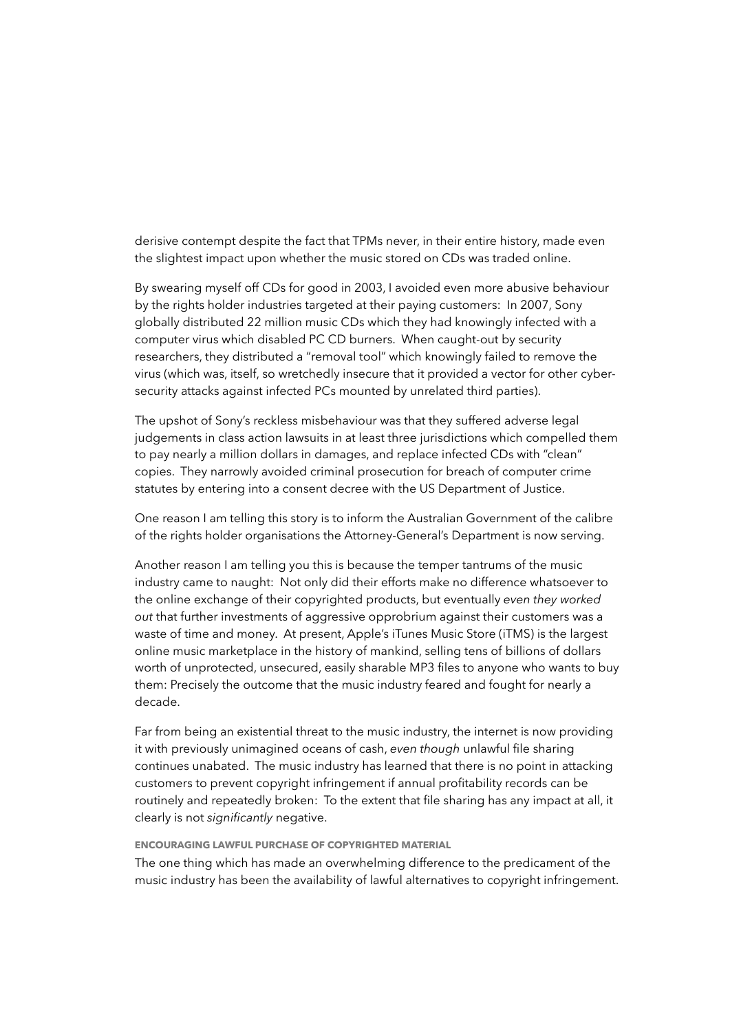derisive contempt despite the fact that TPMs never, in their entire history, made even the slightest impact upon whether the music stored on CDs was traded online.

By swearing myself off CDs for good in 2003, I avoided even more abusive behaviour by the rights holder industries targeted at their paying customers: In 2007, Sony globally distributed 22 million music CDs which they had knowingly infected with a computer virus which disabled PC CD burners. When caught-out by security researchers, they distributed a "removal tool" which knowingly failed to remove the virus (which was, itself, so wretchedly insecure that it provided a vector for other cyber-security attacks against infected PCs mounted by unrelated third parties).

The upshot of Sony's reckless misbehaviour was that they suffered adverse legal judgements in class action lawsuits in at least three jurisdictions which compelled them to pay nearly a million dollars in damages, and replace infected CDs with "clean" copies. They narrowly avoided criminal prosecution for breach of computer crime statutes by entering into a consent decree with the US Department of Justice.

One reason I am telling this story is to inform the Australian Government of the calibre of the rights holder organisations the Attorney-General's Department is now serving.

Another reason I am telling you this is because the temper tantrums of the music industry came to naught: Not only did their efforts make no difference whatsoever to the online exchange of their copyrighted products, but eventually *even they worked out* that further investments of aggressive opprobrium against their customers was a waste of time and money. At present, Apple's iTunes Music Store (iTMS) is the largest online music marketplace in the history of mankind, selling tens of billions of dollars worth of unprotected, unsecured, easily sharable MP3 files to anyone who wants to buy them: Precisely the outcome that the music industry feared and fought for nearly a decade.

Far from being an existential threat to the music industry, the internet is now providing it with previously unimagined oceans of cash, *even though* unlawful file sharing continues unabated. The music industry has learned that there is no point in attacking customers to prevent copyright infringement if annual profitability records can be routinely and repeatedly broken: To the extent that file sharing has any impact at all, it clearly is not *significantly* negative.

#### ENCOURAGING LAWFUL PURCHASE OF COPYRIGHTED MATERIAL

The one thing which has made an overwhelming difference to the predicament of the music industry has been the availability of lawful alternatives to copyright infringement.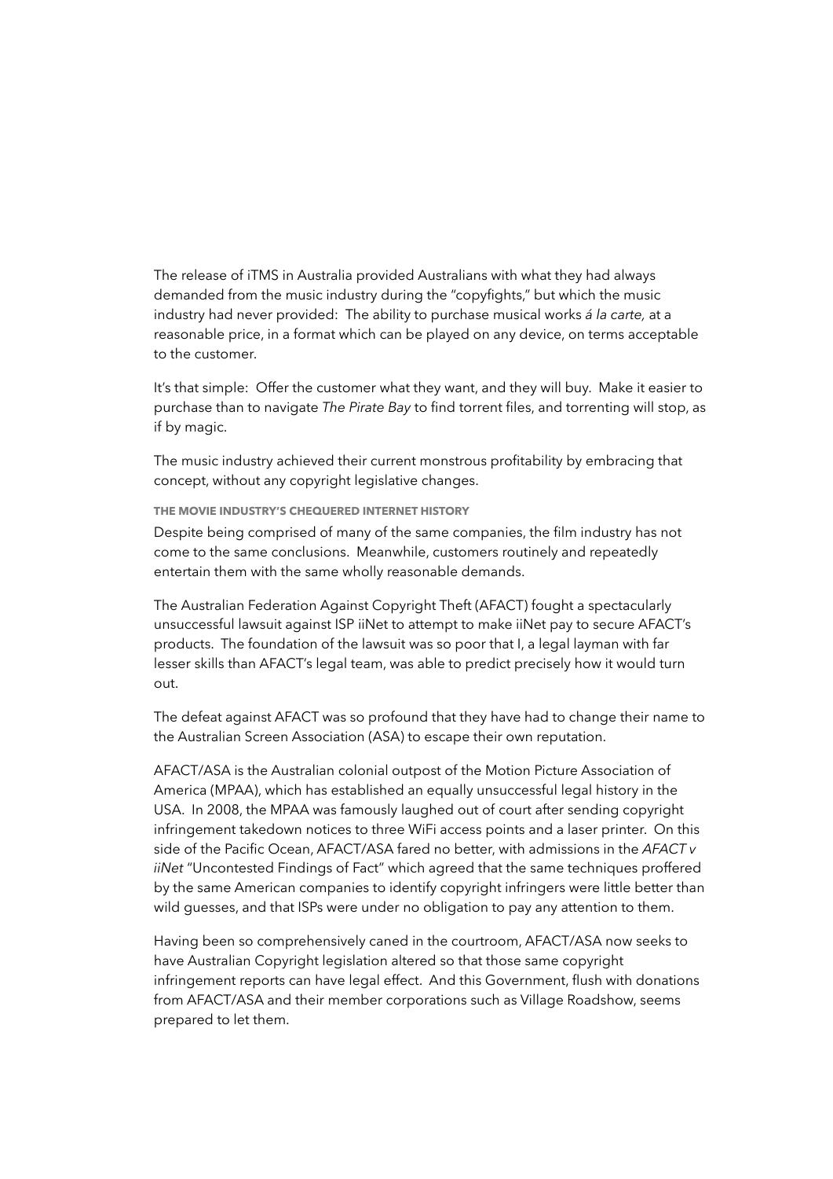The release of iTMS in Australia provided Australians with what they had always demanded from the music industry during the “copyfights,” but which the music industry had never provided: The ability to purchase musical works *á la carte,* at a reasonable price, in a format which can be played on any device, on terms acceptable to the customer.

It’s that simple: Offer the customer what they want, and they will buy. Make it easier to purchase than to navigate *The Pirate Bay* to find torrent files, and torrenting will stop, as if by magic.

The music industry achieved their current monstrous profitability by embracing that concept, without any copyright legislative changes.

### THE MOVIE INDUSTRY’S CHEQUERED INTERNET HISTORY

Despite being comprised of many of the same companies, the film industry has not come to the same conclusions. Meanwhile, customers routinely and repeatedly entertain them with the same wholly reasonable demands.

The Australian Federation Against Copyright Theft (AFACT) fought a spectacularly unsuccessful lawsuit against ISP iiNet to attempt to make iiNet pay to secure AFACT’s products. The foundation of the lawsuit was so poor that I, a legal layman with far lesser skills than AFACT’s legal team, was able to predict precisely how it would turn out.

The defeat against AFACT was so profound that they have had to change their name to the Australian Screen Association (ASA) to escape their own reputation.

AFACT/ASA is the Australian colonial outpost of the Motion Picture Association of America (MPAA), which has established an equally unsuccessful legal history in the USA. In 2008, the MPAA was famously laughed out of court after sending copyright infringement takedown notices to three WiFi access points and a laser printer. On this side of the Pacific Ocean, AFACT/ASA fared no better, with admissions in the *AFACT v iiNet* “Uncontested Findings of Fact” which agreed that the same techniques proffered by the same American companies to identify copyright infringers were little better than wild guesses, and that ISPs were under no obligation to pay any attention to them.

Having been so comprehensively caned in the courtroom, AFACT/ASA now seeks to have Australian Copyright legislation altered so that those same copyright infringement reports can have legal effect. And this Government, flush with donations from AFACT/ASA and their member corporations such as Village Roadshow, seems prepared to let them.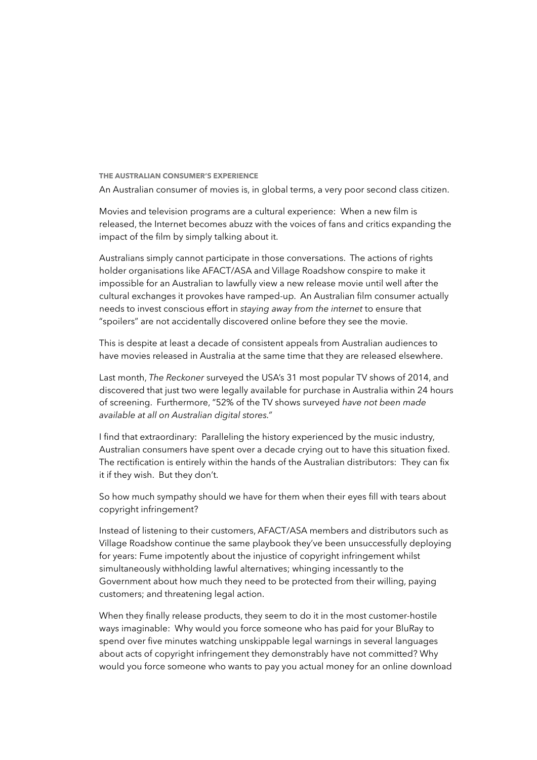#### THE AUSTRALIAN CONSUMER'S EXPERIENCE

An Australian consumer of movies is, in global terms, a very poor second class citizen.

Movies and television programs are a cultural experience: When a new film is released, the Internet becomes abuzz with the voices of fans and critics expanding the impact of the film by simply talking about it.

Australians simply cannot participate in those conversations. The actions of rights holder organisations like AFACT/ASA and Village Roadshow conspire to make it impossible for an Australian to lawfully view a new release movie until well after the cultural exchanges it provokes have ramped-up. An Australian film consumer actually needs to invest conscious effort in *staying away from the internet* to ensure that "spoilers" are not accidentally discovered online before they see the movie.

This is despite at least a decade of consistent appeals from Australian audiences to have movies released in Australia at the same time that they are released elsewhere.

Last month, *The Reckoner* surveyed the USA's 31 most popular TV shows of 2014, and discovered that just two were legally available for purchase in Australia within 24 hours of screening. Furthermore, "52% of the TV shows surveyed *have not been made available at all on Australian digital stores.*"

I find that extraordinary: Paralleling the history experienced by the music industry, Australian consumers have spent over a decade crying out to have this situation fixed. The rectification is entirely within the hands of the Australian distributors: They can fix it if they wish. But they don't.

So how much sympathy should we have for them when their eyes fill with tears about copyright infringement?

Instead of listening to their customers, AFACT/ASA members and distributors such as Village Roadshow continue the same playbook they've been unsuccessfully deploying for years: Fume impotently about the injustice of copyright infringement whilst simultaneously withholding lawful alternatives; whinging incessantly to the Government about how much they need to be protected from their willing, paying customers; and threatening legal action.

When they finally release products, they seem to do it in the most customer-hostile ways imaginable: Why would you force someone who has paid for your BluRay to spend over five minutes watching unskippable legal warnings in several languages about acts of copyright infringement they demonstrably have not committed? Why would you force someone who wants to pay you actual money for an online download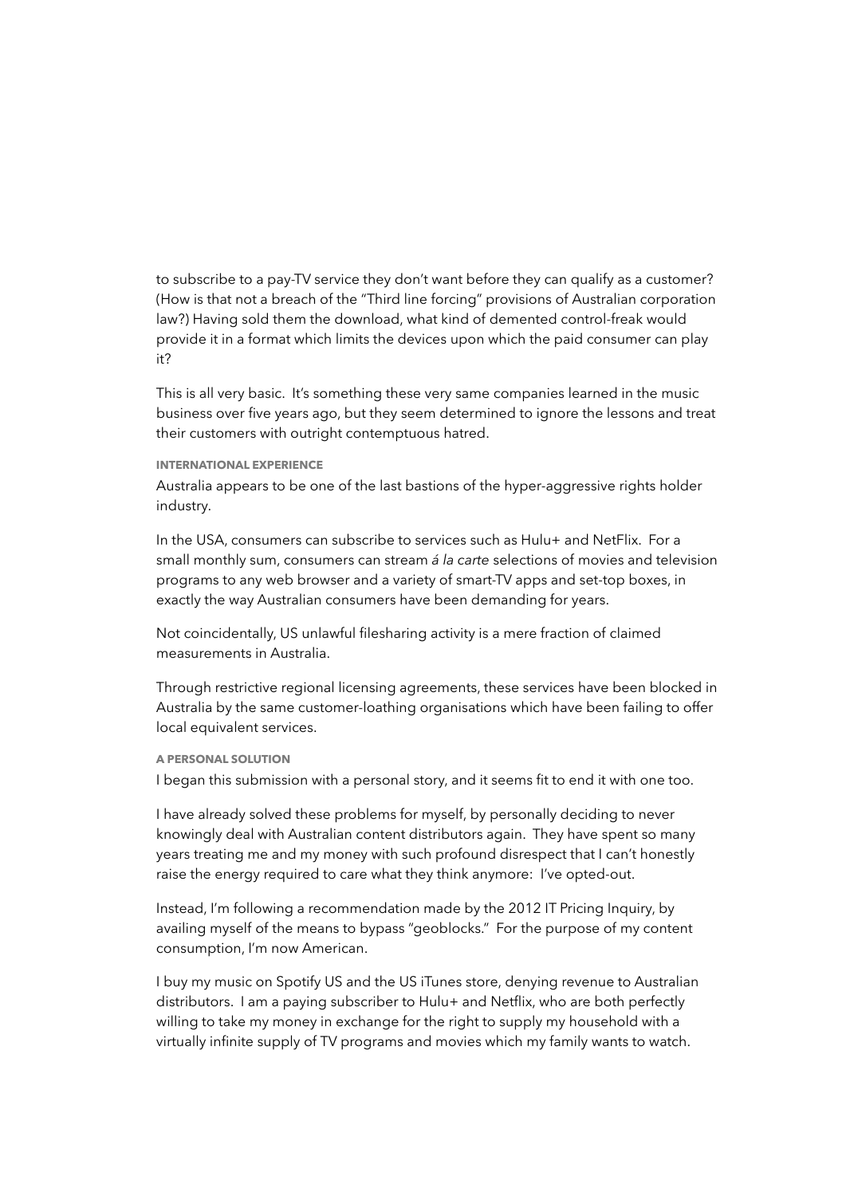to subscribe to a pay-TV service they don't want before they can qualify as a customer? (How is that not a breach of the "Third line forcing" provisions of Australian corporation law?) Having sold them the download, what kind of demented control-freak would provide it in a format which limits the devices upon which the paid consumer can play it?

This is all very basic. It's something these very same companies learned in the music business over five years ago, but they seem determined to ignore the lessons and treat their customers with outright contemptuous hatred.

#### INTERNATIONAL EXPERIENCE

Australia appears to be one of the last bastions of the hyper-aggressive rights holder industry.

In the USA, consumers can subscribe to services such as Hulu+ and NetFlix. For a small monthly sum, consumers can stream *á la carte* selections of movies and television programs to any web browser and a variety of smart-TV apps and set-top boxes, in exactly the way Australian consumers have been demanding for years.

Not coincidentally, US unlawful filesharing activity is a mere fraction of claimed measurements in Australia.

Through restrictive regional licensing agreements, these services have been blocked in Australia by the same customer-loathing organisations which have been failing to offer local equivalent services.

#### A PERSONAL SOLUTION

I began this submission with a personal story, and it seems fit to end it with one too.

I have already solved these problems for myself, by personally deciding to never knowingly deal with Australian content distributors again. They have spent so many years treating me and my money with such profound disrespect that I can't honestly raise the energy required to care what they think anymore: I've opted-out.

Instead, I'm following a recommendation made by the 2012 IT Pricing Inquiry, by availing myself of the means to bypass "geoblocks." For the purpose of my content consumption, I'm now American.

I buy my music on Spotify US and the US iTunes store, denying revenue to Australian distributors. I am a paying subscriber to Hulu+ and Netflix, who are both perfectly willing to take my money in exchange for the right to supply my household with a virtually infinite supply of TV programs and movies which my family wants to watch.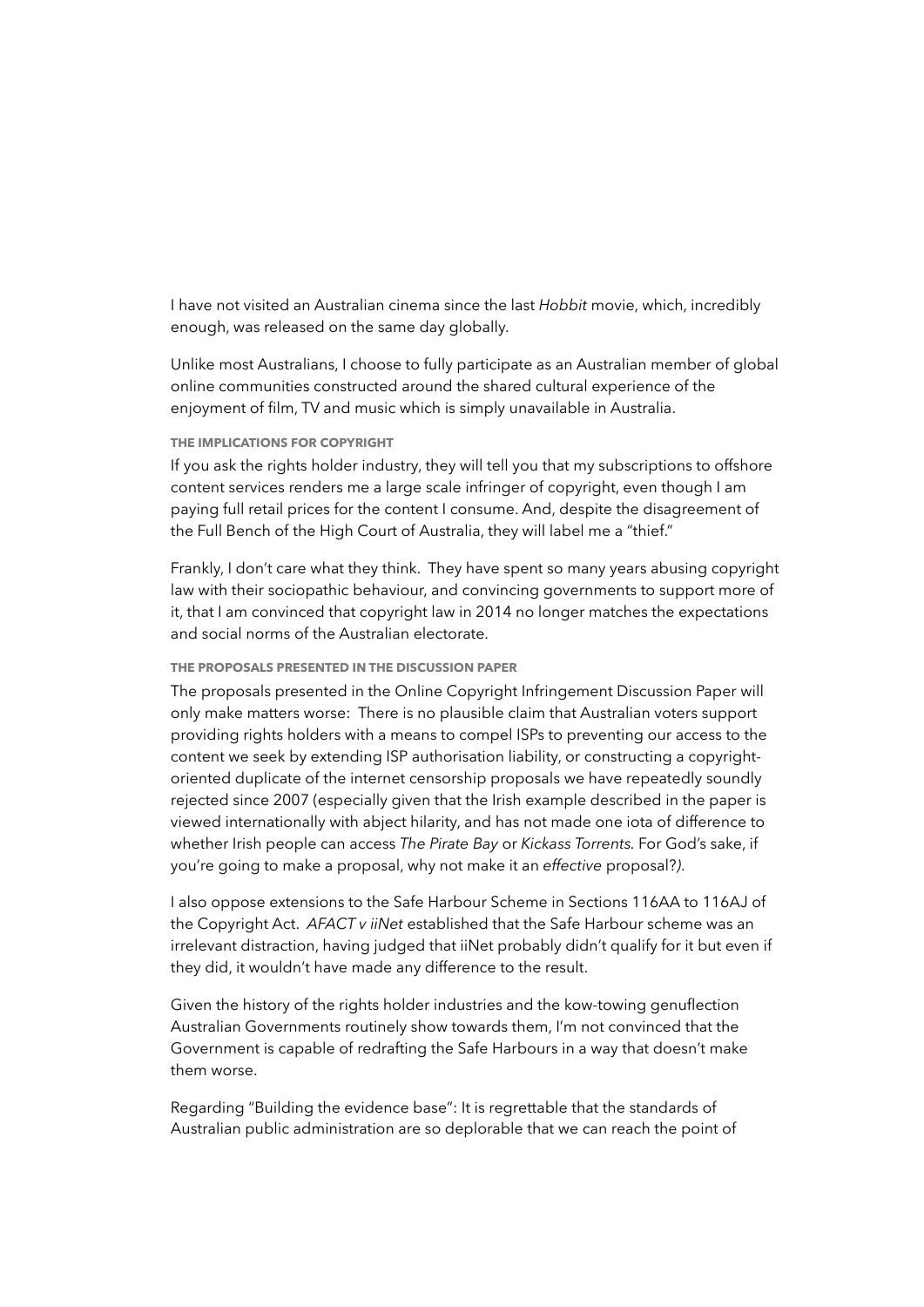I have not visited an Australian cinema since the last *Hobbit* movie, which, incredibly enough, was released on the same day globally.

Unlike most Australians, I choose to fully participate as an Australian member of global online communities constructed around the shared cultural experience of the enjoyment of film, TV and music which is simply unavailable in Australia.

### THE IMPLICATIONS FOR COPYRIGHT

If you ask the rights holder industry, they will tell you that my subscriptions to offshore content services renders me a large scale infringer of copyright, even though I am paying full retail prices for the content I consume. And, despite the disagreement of the Full Bench of the High Court of Australia, they will label me a "thief."

Frankly, I don't care what they think. They have spent so many years abusing copyright law with their sociopathic behaviour, and convincing governments to support more of it, that I am convinced that copyright law in 2014 no longer matches the expectations and social norms of the Australian electorate.

### THE PROPOSALS PRESENTED IN THE DISCUSSION PAPER

The proposals presented in the Online Copyright Infringement Discussion Paper will only make matters worse: There is no plausible claim that Australian voters support providing rights holders with a means to compel ISPs to preventing our access to the content we seek by extending ISP authorisation liability, or constructing a copyright-oriented duplicate of the internet censorship proposals we have repeatedly soundly rejected since 2007 (especially given that the Irish example described in the paper is viewed internationally with abject hilarity, and has not made one iota of difference to whether Irish people can access *The Pirate Bay* or *Kickass Torrents*. For God's sake, if you're going to make a proposal, why not make it an *effective* proposal?).

I also oppose extensions to the Safe Harbour Scheme in Sections 116AA to 116AJ of the Copyright Act. *AFACT v iiNet* established that the Safe Harbour scheme was an irrelevant distraction, having judged that iiNet probably didn't qualify for it but even if they did, it wouldn't have made any difference to the result.

Given the history of the rights holder industries and the kow-towing genuflection Australian Governments routinely show towards them, I'm not convinced that the Government is capable of redrafting the Safe Harbours in a way that doesn't make them worse.

Regarding "Building the evidence base": It is regrettable that the standards of Australian public administration are so deplorable that we can reach the point of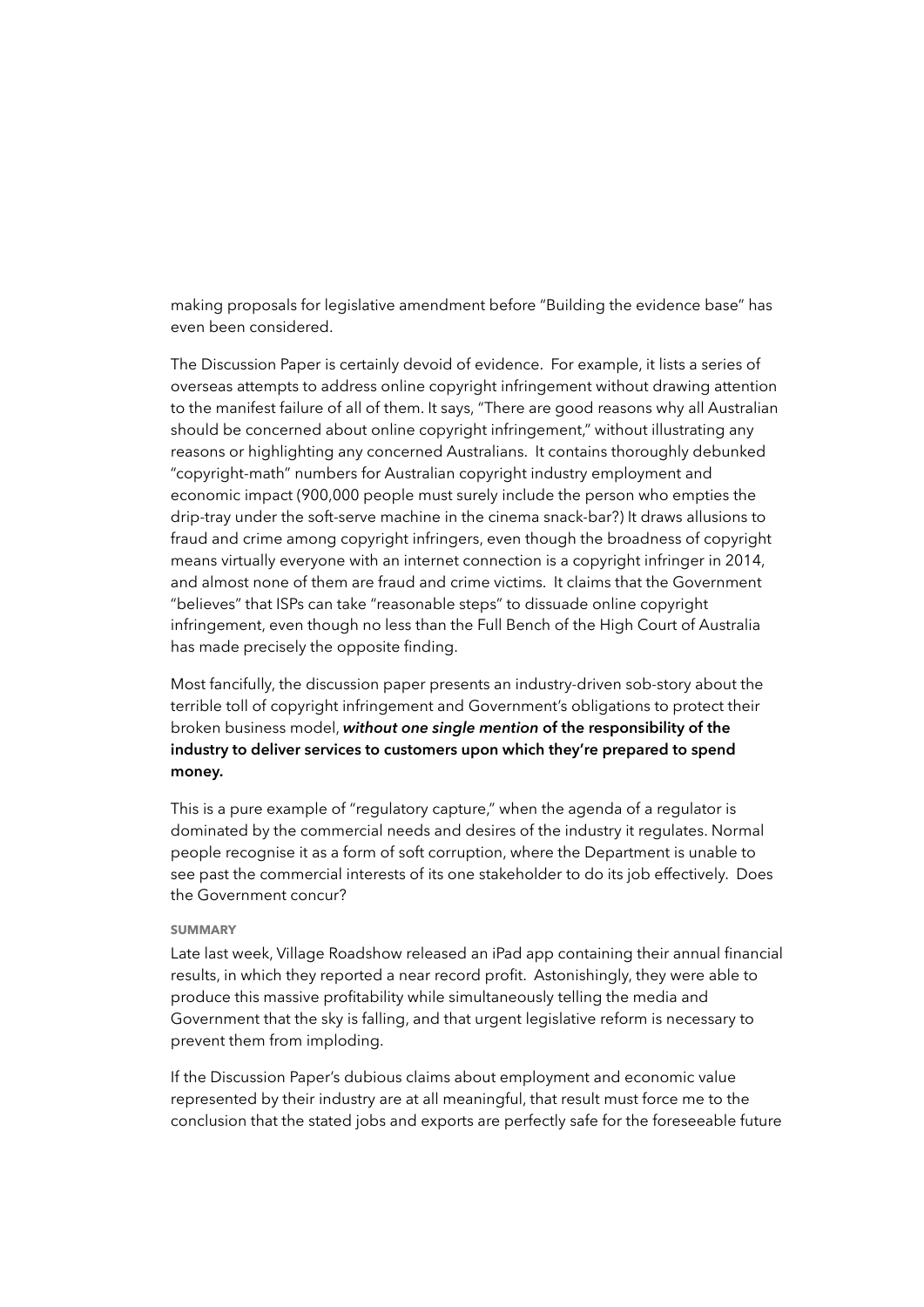making proposals for legislative amendment before "Building the evidence base" has even been considered.

The Discussion Paper is certainly devoid of evidence. For example, it lists a series of overseas attempts to address online copyright infringement without drawing attention to the manifest failure of all of them. It says, "There are good reasons why all Australian should be concerned about online copyright infringement," without illustrating any reasons or highlighting any concerned Australians. It contains thoroughly debunked "copyright-math" numbers for Australian copyright industry employment and economic impact (900,000 people must surely include the person who empties the drip-tray under the soft-serve machine in the cinema snack-bar?) It draws allusions to fraud and crime among copyright infringers, even though the broadness of copyright means virtually everyone with an internet connection is a copyright infringer in 2014, and almost none of them are fraud and crime victims. It claims that the Government "believes" that ISPs can take "reasonable steps" to dissuade online copyright infringement, even though no less than the Full Bench of the High Court of Australia has made precisely the opposite finding.

Most fancifully, the discussion paper presents an industry-driven sob-story about the terrible toll of copyright infringement and Government's obligations to protect their broken business model, ***without one single mention*** **of the responsibility of the industry to deliver services to customers upon which they're prepared to spend money.**

This is a pure example of "regulatory capture," when the agenda of a regulator is dominated by the commercial needs and desires of the industry it regulates. Normal people recognise it as a form of soft corruption, where the Department is unable to see past the commercial interests of its one stakeholder to do its job effectively. Does the Government concur?

### SUMMARY

Late last week, Village Roadshow released an iPad app containing their annual financial results, in which they reported a near record profit. Astonishingly, they were able to produce this massive profitability while simultaneously telling the media and Government that the sky is falling, and that urgent legislative reform is necessary to prevent them from imploding.

If the Discussion Paper's dubious claims about employment and economic value represented by their industry are at all meaningful, that result must force me to the conclusion that the stated jobs and exports are perfectly safe for the foreseeable future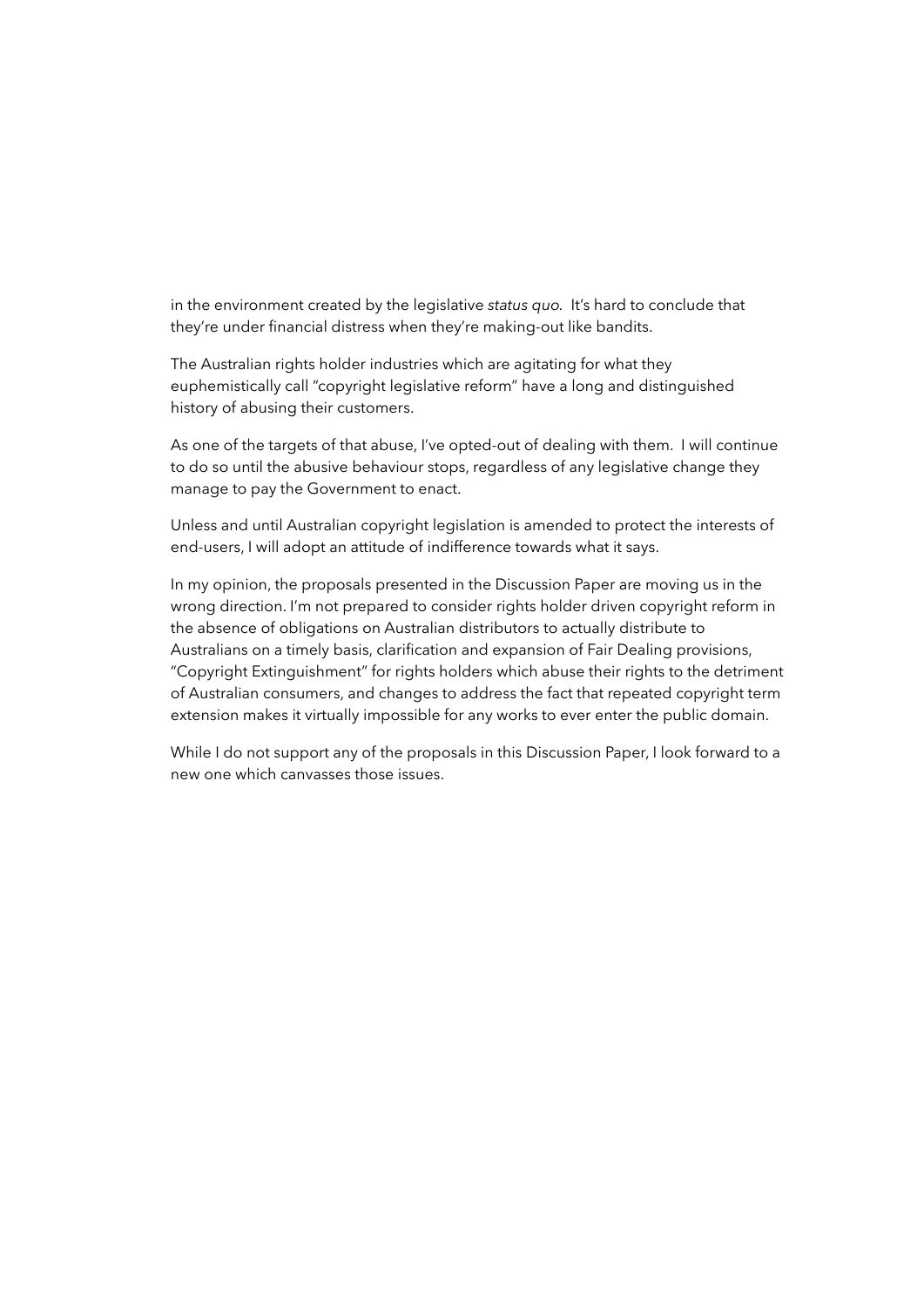in the environment created by the legislative *status quo*. It's hard to conclude that they're under financial distress when they're making-out like bandits.

The Australian rights holder industries which are agitating for what they euphemistically call "copyright legislative reform" have a long and distinguished history of abusing their customers.

As one of the targets of that abuse, I've opted-out of dealing with them. I will continue to do so until the abusive behaviour stops, regardless of any legislative change they manage to pay the Government to enact.

Unless and until Australian copyright legislation is amended to protect the interests of end-users, I will adopt an attitude of indifference towards what it says.

In my opinion, the proposals presented in the Discussion Paper are moving us in the wrong direction. I'm not prepared to consider rights holder driven copyright reform in the absence of obligations on Australian distributors to actually distribute to Australians on a timely basis, clarification and expansion of Fair Dealing provisions, "Copyright Extinguishment" for rights holders which abuse their rights to the detriment of Australian consumers, and changes to address the fact that repeated copyright term extension makes it virtually impossible for any works to ever enter the public domain.

While I do not support any of the proposals in this Discussion Paper, I look forward to a new one which canvasses those issues.